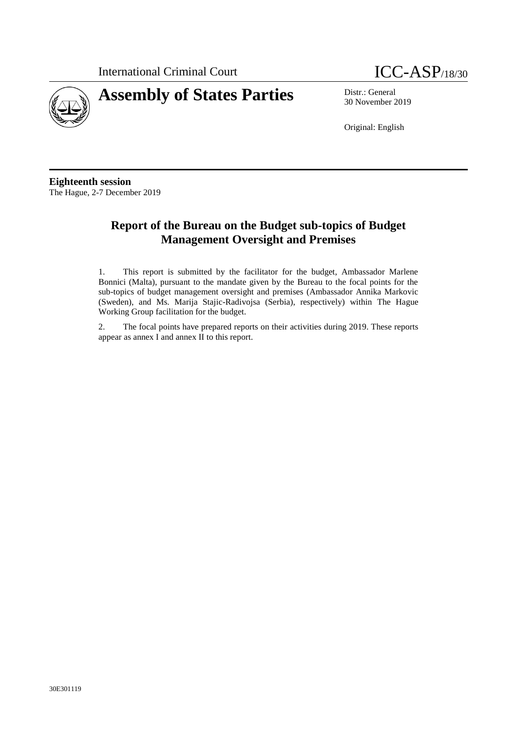International Criminal Court

ICC-ASP/18/30

# Assembly of States Parties

Distr.: General
30 November 2019

Original: English

**Eighteenth session**
The Hague, 2-7 December 2019

## Report of the Bureau on the Budget sub-topics of Budget Management Oversight and Premises

1. This report is submitted by the facilitator for the budget, Ambassador Marlene Bonnici (Malta), pursuant to the mandate given by the Bureau to the focal points for the sub-topics of budget management oversight and premises (Ambassador Annika Markovic (Sweden), and Ms. Marija Stajic-Radivojsa (Serbia), respectively) within The Hague Working Group facilitation for the budget.

2. The focal points have prepared reports on their activities during 2019. These reports appear as annex I and annex II to this report.

30E301119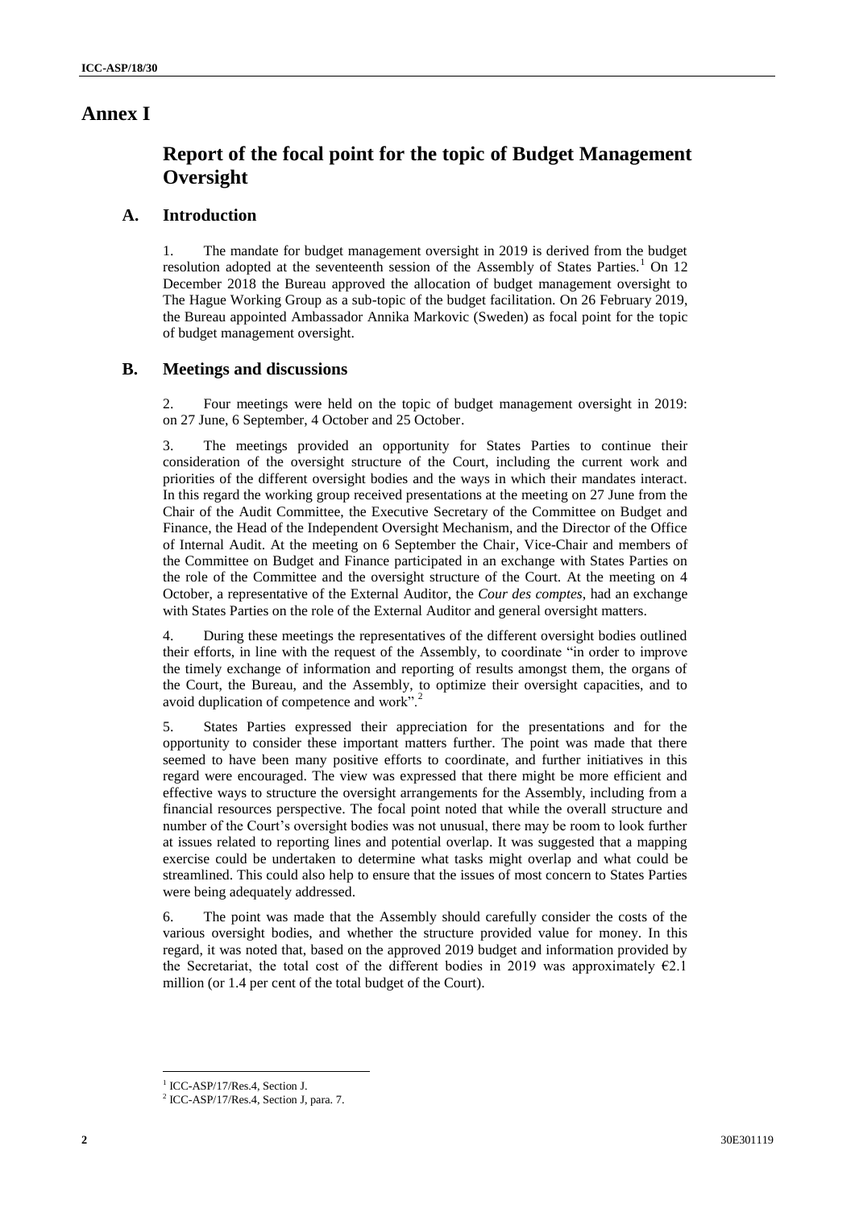# Annex I

## Report of the focal point for the topic of Budget Management Oversight

### A. Introduction

1. The mandate for budget management oversight in 2019 is derived from the budget resolution adopted at the seventeenth session of the Assembly of States Parties.[1] On 12 December 2018 the Bureau approved the allocation of budget management oversight to The Hague Working Group as a sub-topic of the budget facilitation. On 26 February 2019, the Bureau appointed Ambassador Annika Markovic (Sweden) as focal point for the topic of budget management oversight.

### B. Meetings and discussions

2. Four meetings were held on the topic of budget management oversight in 2019: on 27 June, 6 September, 4 October and 25 October.

3. The meetings provided an opportunity for States Parties to continue their consideration of the oversight structure of the Court, including the current work and priorities of the different oversight bodies and the ways in which their mandates interact. In this regard the working group received presentations at the meeting on 27 June from the Chair of the Audit Committee, the Executive Secretary of the Committee on Budget and Finance, the Head of the Independent Oversight Mechanism, and the Director of the Office of Internal Audit. At the meeting on 6 September the Chair, Vice-Chair and members of the Committee on Budget and Finance participated in an exchange with States Parties on the role of the Committee and the oversight structure of the Court. At the meeting on 4 October, a representative of the External Auditor, the *Cour des comptes*, had an exchange with States Parties on the role of the External Auditor and general oversight matters.

4. During these meetings the representatives of the different oversight bodies outlined their efforts, in line with the request of the Assembly, to coordinate "in order to improve the timely exchange of information and reporting of results amongst them, the organs of the Court, the Bureau, and the Assembly, to optimize their oversight capacities, and to avoid duplication of competence and work".[2]

5. States Parties expressed their appreciation for the presentations and for the opportunity to consider these important matters further. The point was made that there seemed to have been many positive efforts to coordinate, and further initiatives in this regard were encouraged. The view was expressed that there might be more efficient and effective ways to structure the oversight arrangements for the Assembly, including from a financial resources perspective. The focal point noted that while the overall structure and number of the Court's oversight bodies was not unusual, there may be room to look further at issues related to reporting lines and potential overlap. It was suggested that a mapping exercise could be undertaken to determine what tasks might overlap and what could be streamlined. This could also help to ensure that the issues of most concern to States Parties were being adequately addressed.

6. The point was made that the Assembly should carefully consider the costs of the various oversight bodies, and whether the structure provided value for money. In this regard, it was noted that, based on the approved 2019 budget and information provided by the Secretariat, the total cost of the different bodies in 2019 was approximately €2.1 million (or 1.4 per cent of the total budget of the Court).

---

[1] ICC-ASP/17/Res.4, Section J.

[2] ICC-ASP/17/Res.4, Section J, para. 7.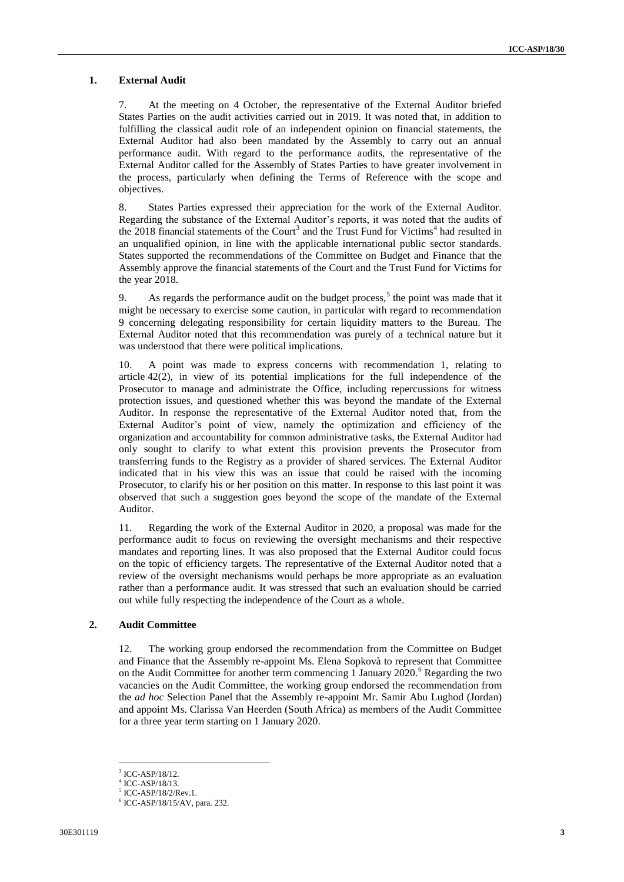## 1. External Audit

7. At the meeting on 4 October, the representative of the External Auditor briefed States Parties on the audit activities carried out in 2019. It was noted that, in addition to fulfilling the classical audit role of an independent opinion on financial statements, the External Auditor had also been mandated by the Assembly to carry out an annual performance audit. With regard to the performance audits, the representative of the External Auditor called for the Assembly of States Parties to have greater involvement in the process, particularly when defining the Terms of Reference with the scope and objectives.

8. States Parties expressed their appreciation for the work of the External Auditor. Regarding the substance of the External Auditor's reports, it was noted that the audits of the 2018 financial statements of the Court[3] and the Trust Fund for Victims[4] had resulted in an unqualified opinion, in line with the applicable international public sector standards. States supported the recommendations of the Committee on Budget and Finance that the Assembly approve the financial statements of the Court and the Trust Fund for Victims for the year 2018.

9. As regards the performance audit on the budget process,[5] the point was made that it might be necessary to exercise some caution, in particular with regard to recommendation 9 concerning delegating responsibility for certain liquidity matters to the Bureau. The External Auditor noted that this recommendation was purely of a technical nature but it was understood that there were political implications.

10. A point was made to express concerns with recommendation 1, relating to article 42(2), in view of its potential implications for the full independence of the Prosecutor to manage and administrate the Office, including repercussions for witness protection issues, and questioned whether this was beyond the mandate of the External Auditor. In response the representative of the External Auditor noted that, from the External Auditor's point of view, namely the optimization and efficiency of the organization and accountability for common administrative tasks, the External Auditor had only sought to clarify to what extent this provision prevents the Prosecutor from transferring funds to the Registry as a provider of shared services. The External Auditor indicated that in his view this was an issue that could be raised with the incoming Prosecutor, to clarify his or her position on this matter. In response to this last point it was observed that such a suggestion goes beyond the scope of the mandate of the External Auditor.

11. Regarding the work of the External Auditor in 2020, a proposal was made for the performance audit to focus on reviewing the oversight mechanisms and their respective mandates and reporting lines. It was also proposed that the External Auditor could focus on the topic of efficiency targets. The representative of the External Auditor noted that a review of the oversight mechanisms would perhaps be more appropriate as an evaluation rather than a performance audit. It was stressed that such an evaluation should be carried out while fully respecting the independence of the Court as a whole.

## 2. Audit Committee

12. The working group endorsed the recommendation from the Committee on Budget and Finance that the Assembly re-appoint Ms. Elena Sopkovà to represent that Committee on the Audit Committee for another term commencing 1 January 2020.[6] Regarding the two vacancies on the Audit Committee, the working group endorsed the recommendation from the *ad hoc* Selection Panel that the Assembly re-appoint Mr. Samir Abu Lughod (Jordan) and appoint Ms. Clarissa Van Heerden (South Africa) as members of the Audit Committee for a three year term starting on 1 January 2020.

---

[3] ICC-ASP/18/12.

[4] ICC-ASP/18/13.

[5] ICC-ASP/18/2/Rev.1.

[6] ICC-ASP/18/15/AV, para. 232.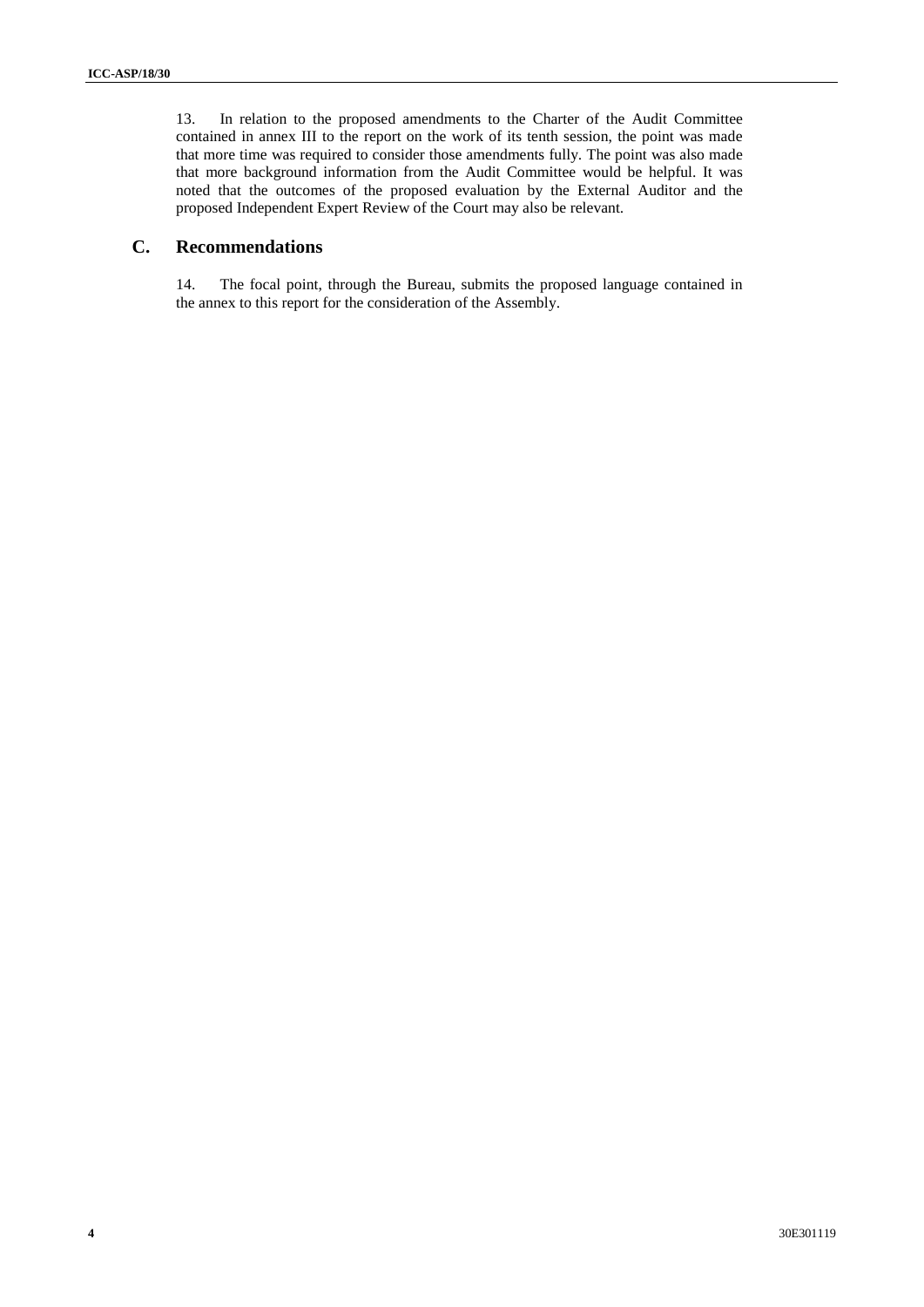13. In relation to the proposed amendments to the Charter of the Audit Committee contained in annex III to the report on the work of its tenth session, the point was made that more time was required to consider those amendments fully. The point was also made that more background information from the Audit Committee would be helpful. It was noted that the outcomes of the proposed evaluation by the External Auditor and the proposed Independent Expert Review of the Court may also be relevant.

## C. Recommendations

14. The focal point, through the Bureau, submits the proposed language contained in the annex to this report for the consideration of the Assembly.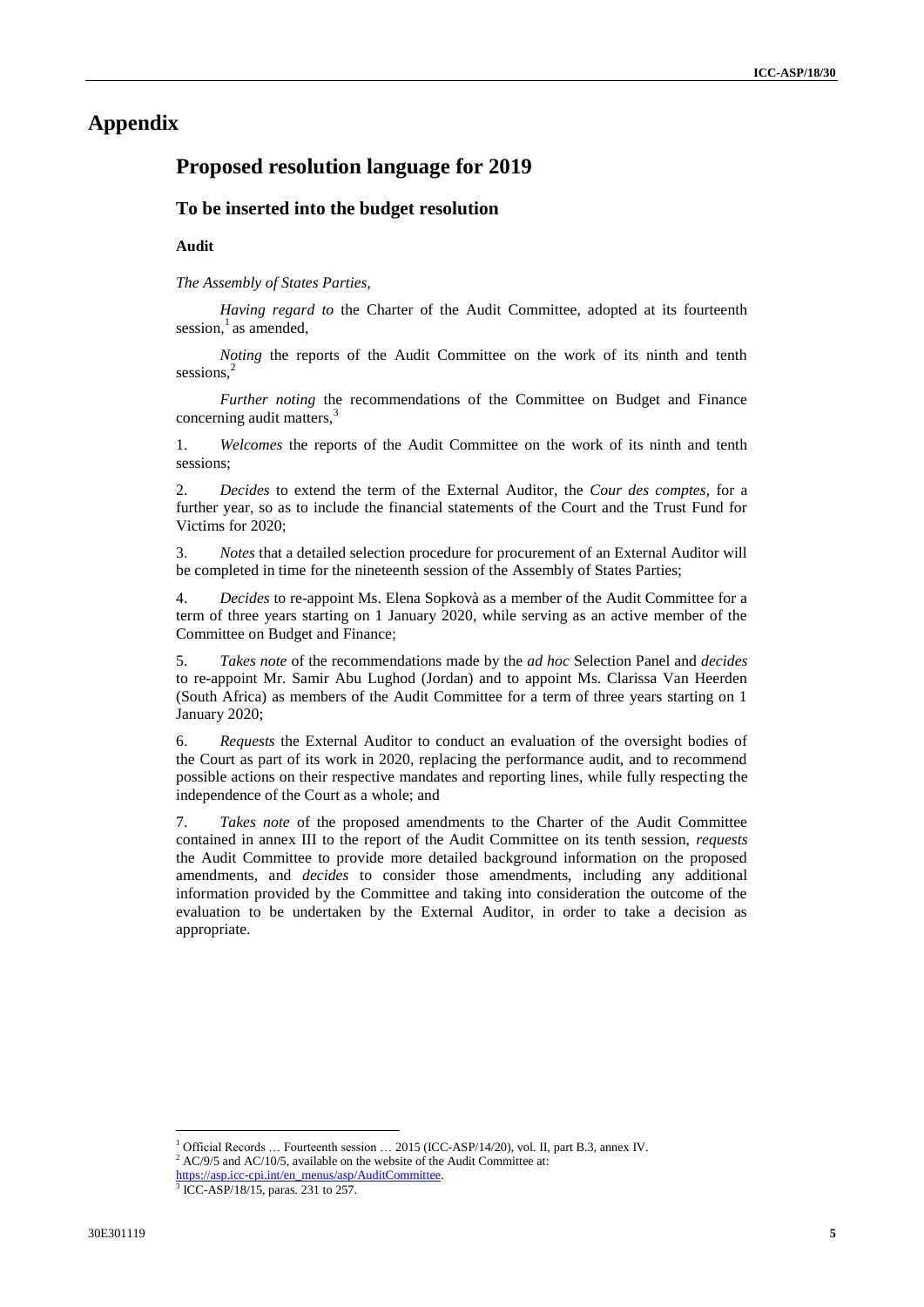# Appendix

## Proposed resolution language for 2019

### To be inserted into the budget resolution

**Audit**

*The Assembly of States Parties,*

*Having regard to* the Charter of the Audit Committee, adopted at its fourteenth session,[1] as amended,

*Noting* the reports of the Audit Committee on the work of its ninth and tenth sessions,[2]

*Further noting* the recommendations of the Committee on Budget and Finance concerning audit matters,[3]

1. *Welcomes* the reports of the Audit Committee on the work of its ninth and tenth sessions;

2. *Decides* to extend the term of the External Auditor, the *Cour des comptes*, for a further year, so as to include the financial statements of the Court and the Trust Fund for Victims for 2020;

3. *Notes* that a detailed selection procedure for procurement of an External Auditor will be completed in time for the nineteenth session of the Assembly of States Parties;

4. *Decides* to re-appoint Ms. Elena Sopkovà as a member of the Audit Committee for a term of three years starting on 1 January 2020, while serving as an active member of the Committee on Budget and Finance;

5. *Takes note* of the recommendations made by the *ad hoc* Selection Panel and *decides* to re-appoint Mr. Samir Abu Lughod (Jordan) and to appoint Ms. Clarissa Van Heerden (South Africa) as members of the Audit Committee for a term of three years starting on 1 January 2020;

6. *Requests* the External Auditor to conduct an evaluation of the oversight bodies of the Court as part of its work in 2020, replacing the performance audit, and to recommend possible actions on their respective mandates and reporting lines, while fully respecting the independence of the Court as a whole; and

7. *Takes note* of the proposed amendments to the Charter of the Audit Committee contained in annex III to the report of the Audit Committee on its tenth session, *requests* the Audit Committee to provide more detailed background information on the proposed amendments, and *decides* to consider those amendments, including any additional information provided by the Committee and taking into consideration the outcome of the evaluation to be undertaken by the External Auditor, in order to take a decision as appropriate.

---

[1] Official Records … Fourteenth session … 2015 (ICC-ASP/14/20), vol. II, part B.3, annex IV.

[2] AC/9/5 and AC/10/5, available on the website of the Audit Committee at: https://asp.icc-cpi.int/en_menus/asp/AuditCommittee.

[3] ICC-ASP/18/15, paras. 231 to 257.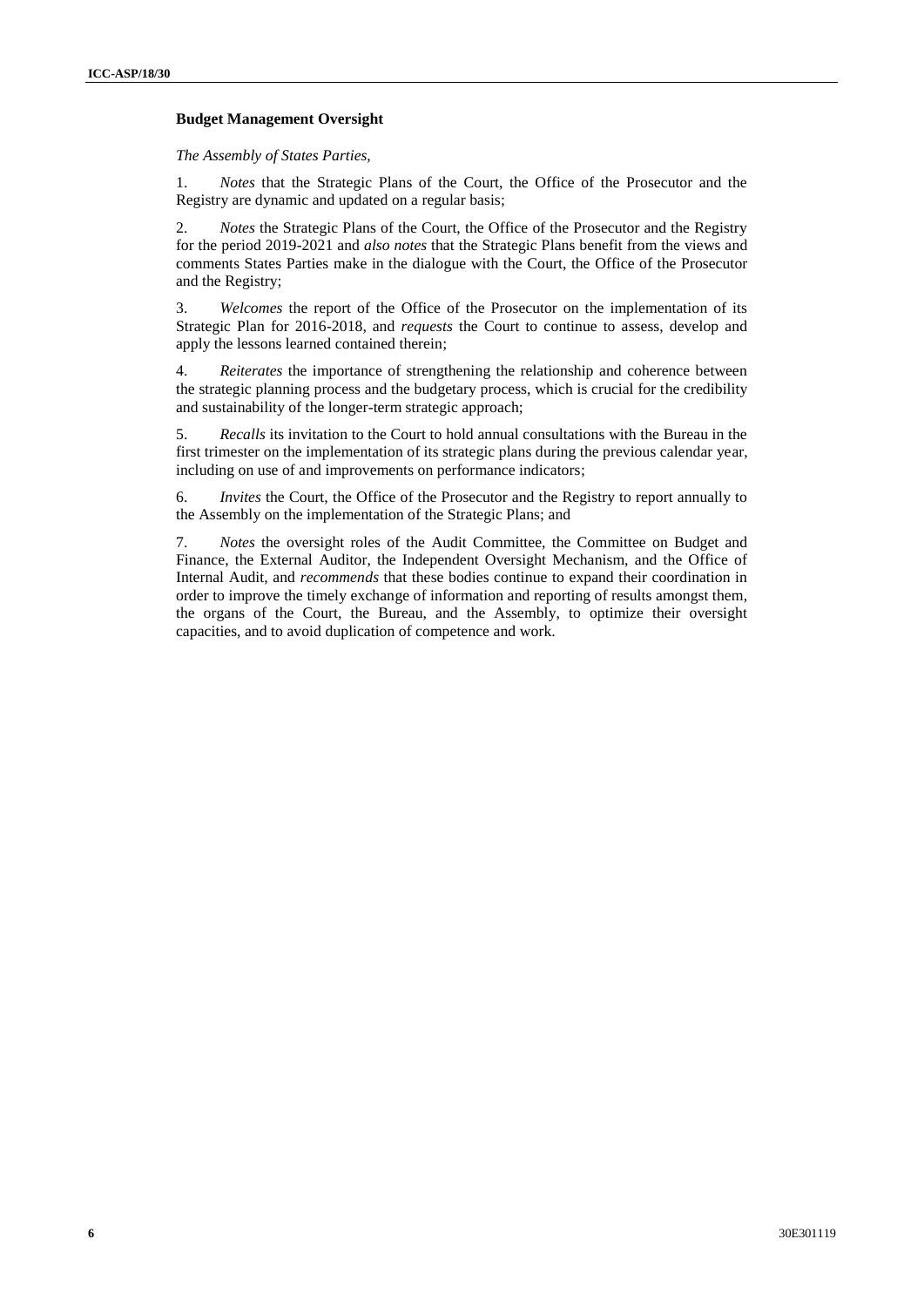**Budget Management Oversight**

*The Assembly of States Parties,*

1. *Notes* that the Strategic Plans of the Court, the Office of the Prosecutor and the Registry are dynamic and updated on a regular basis;

2. *Notes* the Strategic Plans of the Court, the Office of the Prosecutor and the Registry for the period 2019-2021 and *also notes* that the Strategic Plans benefit from the views and comments States Parties make in the dialogue with the Court, the Office of the Prosecutor and the Registry;

3. *Welcomes* the report of the Office of the Prosecutor on the implementation of its Strategic Plan for 2016-2018, and *requests* the Court to continue to assess, develop and apply the lessons learned contained therein;

4. *Reiterates* the importance of strengthening the relationship and coherence between the strategic planning process and the budgetary process, which is crucial for the credibility and sustainability of the longer-term strategic approach;

5. *Recalls* its invitation to the Court to hold annual consultations with the Bureau in the first trimester on the implementation of its strategic plans during the previous calendar year, including on use of and improvements on performance indicators;

6. *Invites* the Court, the Office of the Prosecutor and the Registry to report annually to the Assembly on the implementation of the Strategic Plans; and

7. *Notes* the oversight roles of the Audit Committee, the Committee on Budget and Finance, the External Auditor, the Independent Oversight Mechanism, and the Office of Internal Audit, and *recommends* that these bodies continue to expand their coordination in order to improve the timely exchange of information and reporting of results amongst them, the organs of the Court, the Bureau, and the Assembly, to optimize their oversight capacities, and to avoid duplication of competence and work.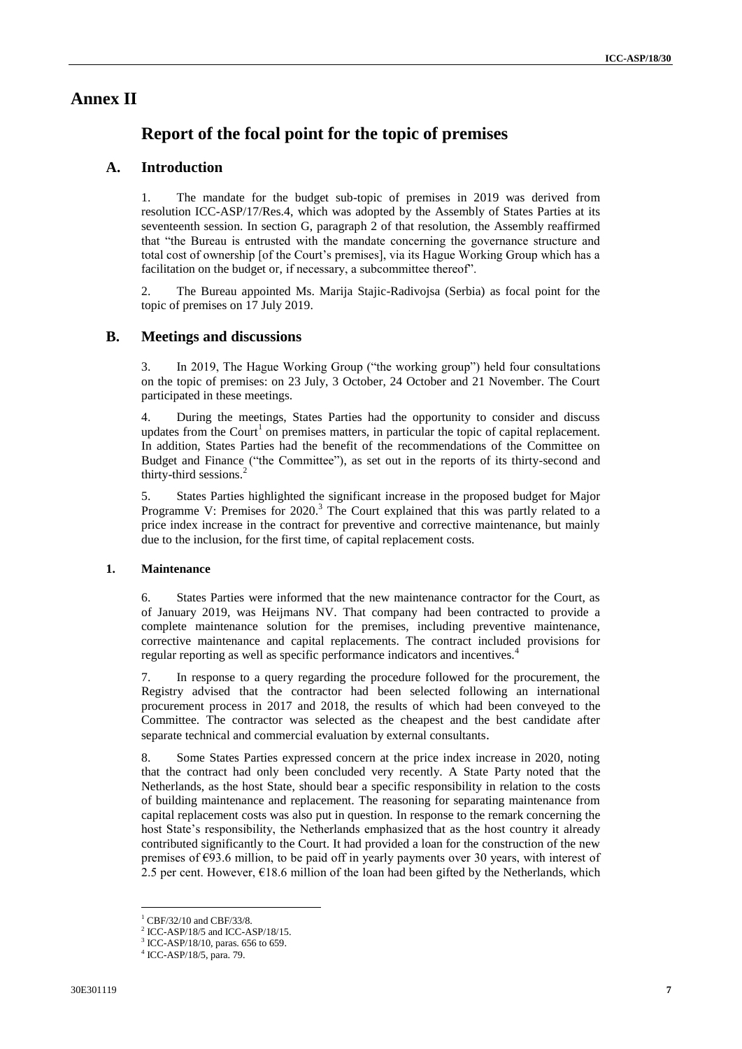# Annex II

## Report of the focal point for the topic of premises

### A. Introduction

1. The mandate for the budget sub-topic of premises in 2019 was derived from resolution ICC-ASP/17/Res.4, which was adopted by the Assembly of States Parties at its seventeenth session. In section G, paragraph 2 of that resolution, the Assembly reaffirmed that "the Bureau is entrusted with the mandate concerning the governance structure and total cost of ownership [of the Court's premises], via its Hague Working Group which has a facilitation on the budget or, if necessary, a subcommittee thereof".

2. The Bureau appointed Ms. Marija Stajic-Radivojsa (Serbia) as focal point for the topic of premises on 17 July 2019.

### B. Meetings and discussions

3. In 2019, The Hague Working Group ("the working group") held four consultations on the topic of premises: on 23 July, 3 October, 24 October and 21 November. The Court participated in these meetings.

4. During the meetings, States Parties had the opportunity to consider and discuss updates from the Court[1] on premises matters, in particular the topic of capital replacement. In addition, States Parties had the benefit of the recommendations of the Committee on Budget and Finance ("the Committee"), as set out in the reports of its thirty-second and thirty-third sessions.[2]

5. States Parties highlighted the significant increase in the proposed budget for Major Programme V: Premises for 2020.[3] The Court explained that this was partly related to a price index increase in the contract for preventive and corrective maintenance, but mainly due to the inclusion, for the first time, of capital replacement costs.

#### 1. Maintenance

6. States Parties were informed that the new maintenance contractor for the Court, as of January 2019, was Heijmans NV. That company had been contracted to provide a complete maintenance solution for the premises, including preventive maintenance, corrective maintenance and capital replacements. The contract included provisions for regular reporting as well as specific performance indicators and incentives.[4]

7. In response to a query regarding the procedure followed for the procurement, the Registry advised that the contractor had been selected following an international procurement process in 2017 and 2018, the results of which had been conveyed to the Committee. The contractor was selected as the cheapest and the best candidate after separate technical and commercial evaluation by external consultants.

8. Some States Parties expressed concern at the price index increase in 2020, noting that the contract had only been concluded very recently. A State Party noted that the Netherlands, as the host State, should bear a specific responsibility in relation to the costs of building maintenance and replacement. The reasoning for separating maintenance from capital replacement costs was also put in question. In response to the remark concerning the host State's responsibility, the Netherlands emphasized that as the host country it already contributed significantly to the Court. It had provided a loan for the construction of the new premises of €93.6 million, to be paid off in yearly payments over 30 years, with interest of 2.5 per cent. However, €18.6 million of the loan had been gifted by the Netherlands, which

---

[1] CBF/32/10 and CBF/33/8.

[2] ICC-ASP/18/5 and ICC-ASP/18/15.

[3] ICC-ASP/18/10, paras. 656 to 659.

[4] ICC-ASP/18/5, para. 79.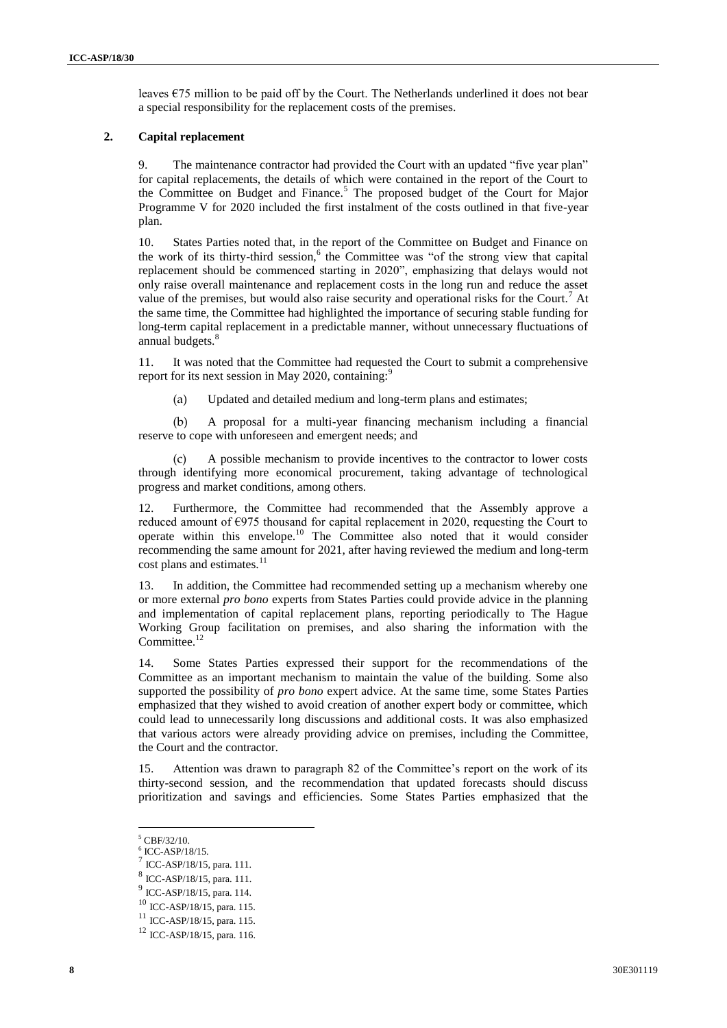leaves €75 million to be paid off by the Court. The Netherlands underlined it does not bear a special responsibility for the replacement costs of the premises.

## 2. Capital replacement

9. The maintenance contractor had provided the Court with an updated "five year plan" for capital replacements, the details of which were contained in the report of the Court to the Committee on Budget and Finance.[5] The proposed budget of the Court for Major Programme V for 2020 included the first instalment of the costs outlined in that five-year plan.

10. States Parties noted that, in the report of the Committee on Budget and Finance on the work of its thirty-third session,[6] the Committee was "of the strong view that capital replacement should be commenced starting in 2020", emphasizing that delays would not only raise overall maintenance and replacement costs in the long run and reduce the asset value of the premises, but would also raise security and operational risks for the Court.[7] At the same time, the Committee had highlighted the importance of securing stable funding for long-term capital replacement in a predictable manner, without unnecessary fluctuations of annual budgets.[8]

11. It was noted that the Committee had requested the Court to submit a comprehensive report for its next session in May 2020, containing:[9]

(a) Updated and detailed medium and long-term plans and estimates;

(b) A proposal for a multi-year financing mechanism including a financial reserve to cope with unforeseen and emergent needs; and

(c) A possible mechanism to provide incentives to the contractor to lower costs through identifying more economical procurement, taking advantage of technological progress and market conditions, among others.

12. Furthermore, the Committee had recommended that the Assembly approve a reduced amount of €975 thousand for capital replacement in 2020, requesting the Court to operate within this envelope.[10] The Committee also noted that it would consider recommending the same amount for 2021, after having reviewed the medium and long-term cost plans and estimates.[11]

13. In addition, the Committee had recommended setting up a mechanism whereby one or more external *pro bono* experts from States Parties could provide advice in the planning and implementation of capital replacement plans, reporting periodically to The Hague Working Group facilitation on premises, and also sharing the information with the Committee.[12]

14. Some States Parties expressed their support for the recommendations of the Committee as an important mechanism to maintain the value of the building. Some also supported the possibility of *pro bono* expert advice. At the same time, some States Parties emphasized that they wished to avoid creation of another expert body or committee, which could lead to unnecessarily long discussions and additional costs. It was also emphasized that various actors were already providing advice on premises, including the Committee, the Court and the contractor.

15. Attention was drawn to paragraph 82 of the Committee's report on the work of its thirty-second session, and the recommendation that updated forecasts should discuss prioritization and savings and efficiencies. Some States Parties emphasized that the

---

[5] CBF/32/10.

[6] ICC-ASP/18/15.

[7] ICC-ASP/18/15, para. 111.

[8] ICC-ASP/18/15, para. 111.

[9] ICC-ASP/18/15, para. 114.

[10] ICC-ASP/18/15, para. 115.

[11] ICC-ASP/18/15, para. 115.

[12] ICC-ASP/18/15, para. 116.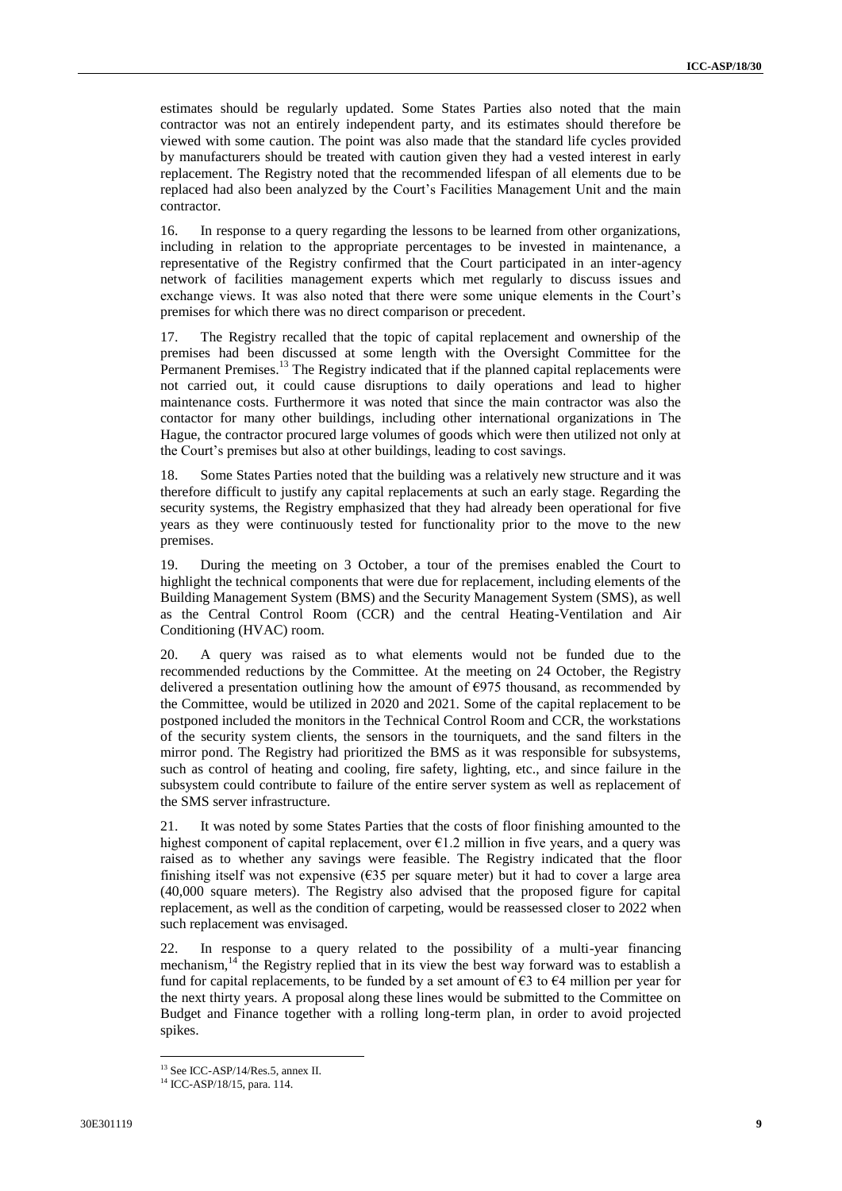estimates should be regularly updated. Some States Parties also noted that the main contractor was not an entirely independent party, and its estimates should therefore be viewed with some caution. The point was also made that the standard life cycles provided by manufacturers should be treated with caution given they had a vested interest in early replacement. The Registry noted that the recommended lifespan of all elements due to be replaced had also been analyzed by the Court's Facilities Management Unit and the main contractor.

16. In response to a query regarding the lessons to be learned from other organizations, including in relation to the appropriate percentages to be invested in maintenance, a representative of the Registry confirmed that the Court participated in an inter-agency network of facilities management experts which met regularly to discuss issues and exchange views. It was also noted that there were some unique elements in the Court's premises for which there was no direct comparison or precedent.

17. The Registry recalled that the topic of capital replacement and ownership of the premises had been discussed at some length with the Oversight Committee for the Permanent Premises.[13] The Registry indicated that if the planned capital replacements were not carried out, it could cause disruptions to daily operations and lead to higher maintenance costs. Furthermore it was noted that since the main contractor was also the contactor for many other buildings, including other international organizations in The Hague, the contractor procured large volumes of goods which were then utilized not only at the Court's premises but also at other buildings, leading to cost savings.

18. Some States Parties noted that the building was a relatively new structure and it was therefore difficult to justify any capital replacements at such an early stage. Regarding the security systems, the Registry emphasized that they had already been operational for five years as they were continuously tested for functionality prior to the move to the new premises.

19. During the meeting on 3 October, a tour of the premises enabled the Court to highlight the technical components that were due for replacement, including elements of the Building Management System (BMS) and the Security Management System (SMS), as well as the Central Control Room (CCR) and the central Heating-Ventilation and Air Conditioning (HVAC) room.

20. A query was raised as to what elements would not be funded due to the recommended reductions by the Committee. At the meeting on 24 October, the Registry delivered a presentation outlining how the amount of €975 thousand, as recommended by the Committee, would be utilized in 2020 and 2021. Some of the capital replacement to be postponed included the monitors in the Technical Control Room and CCR, the workstations of the security system clients, the sensors in the tourniquets, and the sand filters in the mirror pond. The Registry had prioritized the BMS as it was responsible for subsystems, such as control of heating and cooling, fire safety, lighting, etc., and since failure in the subsystem could contribute to failure of the entire server system as well as replacement of the SMS server infrastructure.

21. It was noted by some States Parties that the costs of floor finishing amounted to the highest component of capital replacement, over €1.2 million in five years, and a query was raised as to whether any savings were feasible. The Registry indicated that the floor finishing itself was not expensive (€35 per square meter) but it had to cover a large area (40,000 square meters). The Registry also advised that the proposed figure for capital replacement, as well as the condition of carpeting, would be reassessed closer to 2022 when such replacement was envisaged.

22. In response to a query related to the possibility of a multi-year financing mechanism,[14] the Registry replied that in its view the best way forward was to establish a fund for capital replacements, to be funded by a set amount of €3 to €4 million per year for the next thirty years. A proposal along these lines would be submitted to the Committee on Budget and Finance together with a rolling long-term plan, in order to avoid projected spikes.

---

[13] See ICC-ASP/14/Res.5, annex II.

[14] ICC-ASP/18/15, para. 114.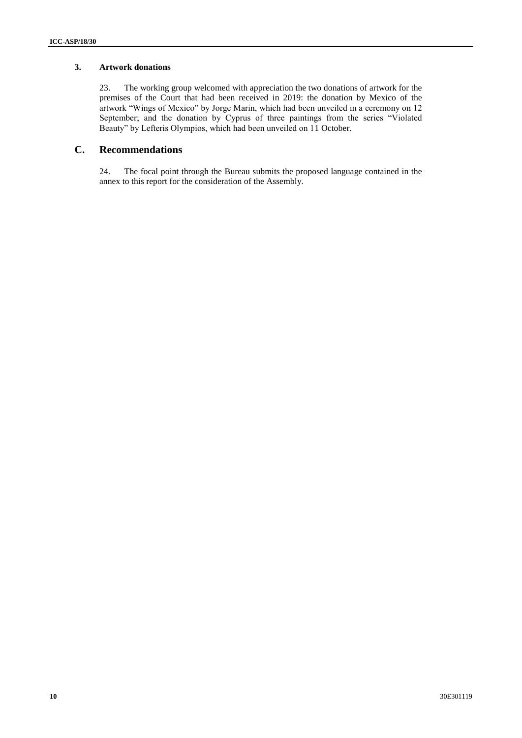### 3. Artwork donations

23. The working group welcomed with appreciation the two donations of artwork for the premises of the Court that had been received in 2019: the donation by Mexico of the artwork "Wings of Mexico" by Jorge Marin, which had been unveiled in a ceremony on 12 September; and the donation by Cyprus of three paintings from the series "Violated Beauty" by Lefteris Olympios, which had been unveiled on 11 October.

## C. Recommendations

24. The focal point through the Bureau submits the proposed language contained in the annex to this report for the consideration of the Assembly.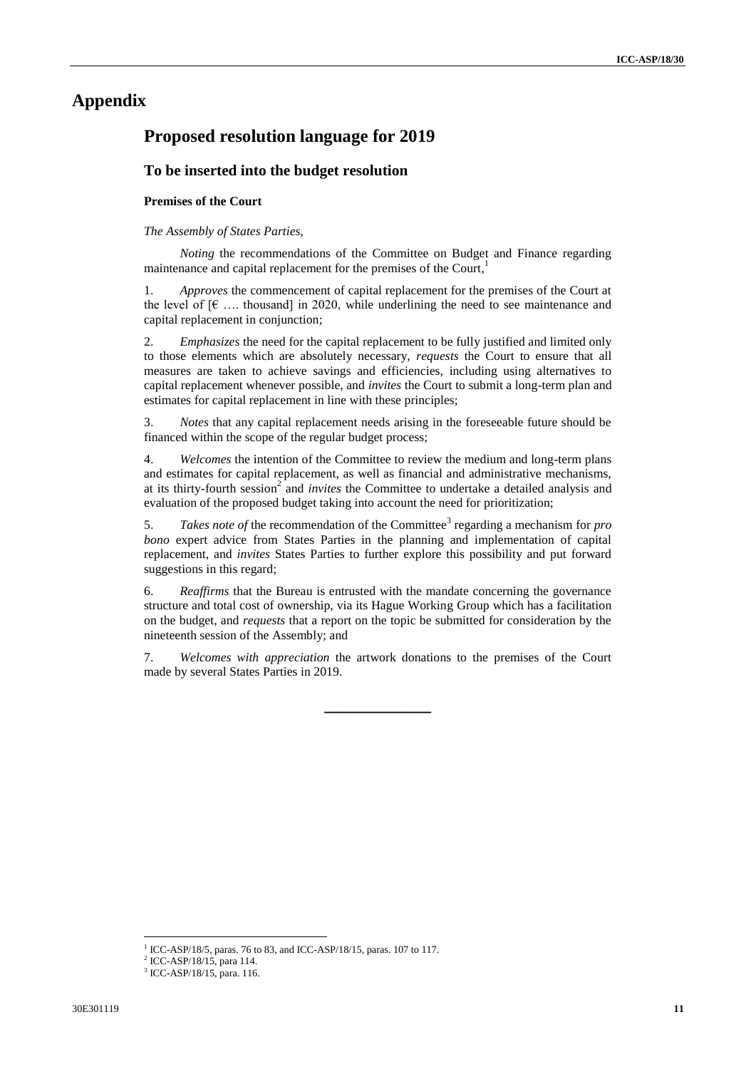# Appendix

## Proposed resolution language for 2019

### To be inserted into the budget resolution

**Premises of the Court**

*The Assembly of States Parties,*

*Noting* the recommendations of the Committee on Budget and Finance regarding maintenance and capital replacement for the premises of the Court,[1]

1. *Approves* the commencement of capital replacement for the premises of the Court at the level of [€ …. thousand] in 2020, while underlining the need to see maintenance and capital replacement in conjunction;

2. *Emphasizes* the need for the capital replacement to be fully justified and limited only to those elements which are absolutely necessary, *requests* the Court to ensure that all measures are taken to achieve savings and efficiencies, including using alternatives to capital replacement whenever possible, and *invites* the Court to submit a long-term plan and estimates for capital replacement in line with these principles;

3. *Notes* that any capital replacement needs arising in the foreseeable future should be financed within the scope of the regular budget process;

4. *Welcomes* the intention of the Committee to review the medium and long-term plans and estimates for capital replacement, as well as financial and administrative mechanisms, at its thirty-fourth session[2] and *invites* the Committee to undertake a detailed analysis and evaluation of the proposed budget taking into account the need for prioritization;

5. *Takes note of* the recommendation of the Committee[3] regarding a mechanism for *pro bono* expert advice from States Parties in the planning and implementation of capital replacement, and *invites* States Parties to further explore this possibility and put forward suggestions in this regard;

6. *Reaffirms* that the Bureau is entrusted with the mandate concerning the governance structure and total cost of ownership, via its Hague Working Group which has a facilitation on the budget, and *requests* that a report on the topic be submitted for consideration by the nineteenth session of the Assembly; and

7. *Welcomes with appreciation* the artwork donations to the premises of the Court made by several States Parties in 2019.

---

[1] ICC-ASP/18/5, paras. 76 to 83, and ICC-ASP/18/15, paras. 107 to 117.
[2] ICC-ASP/18/15, para 114.
[3] ICC-ASP/18/15, para. 116.